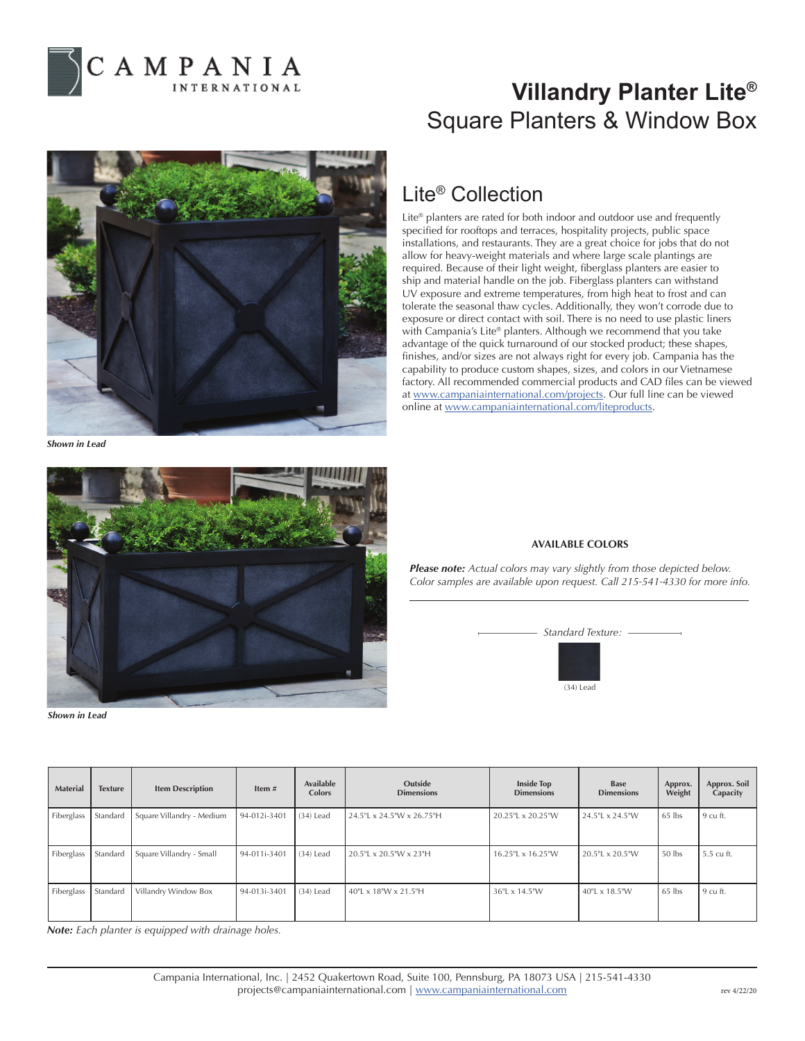# Villandry Planter Lite®

## Square Planters & Window Box

*Shown in Lead*

*Shown in Lead*

## Lite® Collection

Lite® planters are rated for both indoor and outdoor use and frequently specified for rooftops and terraces, hospitality projects, public space installations, and restaurants. They are a great choice for jobs that do not allow for heavy-weight materials and where large scale plantings are required. Because of their light weight, fiberglass planters are easier to ship and material handle on the job. Fiberglass planters can withstand UV exposure and extreme temperatures, from high heat to frost and can tolerate the seasonal thaw cycles. Additionally, they won't corrode due to exposure or direct contact with soil. There is no need to use plastic liners with Campania's Lite® planters. Although we recommend that you take advantage of the quick turnaround of our stocked product; these shapes, finishes, and/or sizes are not always right for every job. Campania has the capability to produce custom shapes, sizes, and colors in our Vietnamese factory. All recommended commercial products and CAD files can be viewed at www.campaniainternational.com/projects. Our full line can be viewed online at www.campaniainternational.com/liteproducts.

**AVAILABLE COLORS**

***Please note:*** *Actual colors may vary slightly from those depicted below. Color samples are available upon request. Call 215-541-4330 for more info.*

*Standard Texture:*

(34) Lead

| Material | Texture | Item Description | Item # | Available Colors | Outside Dimensions | Inside Top Dimensions | Base Dimensions | Approx. Weight | Approx. Soil Capacity |
|---|---|---|---|---|---|---|---|---|---|
| Fiberglass | Standard | Square Villandry - Medium | 94-012i-3401 | (34) Lead | 24.5"L x 24.5"W x 26.75"H | 20.25"L x 20.25"W | 24.5"L x 24.5"W | 65 lbs | 9 cu ft. |
| Fiberglass | Standard | Square Villandry - Small | 94-011i-3401 | (34) Lead | 20.5"L x 20.5"W x 23"H | 16.25"L x 16.25"W | 20.5"L x 20.5"W | 50 lbs | 5.5 cu ft. |
| Fiberglass | Standard | Villandry Window Box | 94-013i-3401 | (34) Lead | 40"L x 18"W x 21.5"H | 36"L x 14.5"W | 40"L x 18.5"W | 65 lbs | 9 cu ft. |

***Note:*** *Each planter is equipped with drainage holes.*

Campania International, Inc. | 2452 Quakertown Road, Suite 100, Pennsburg, PA 18073 USA | 215-541-4330
projects@campaniainternational.com | www.campaniainternational.com

rev 4/22/20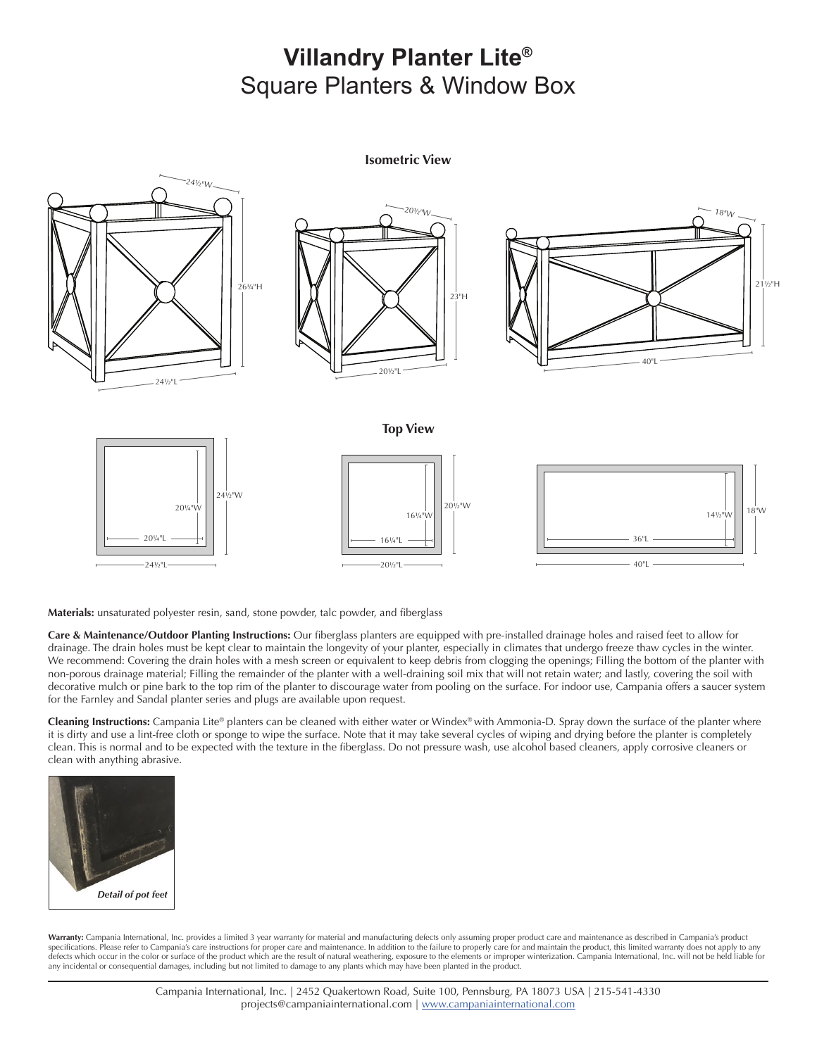# Villandry Planter Lite®

## Square Planters & Window Box

**Isometric View**

24½"W
26¾"H
24½"L

20½"W
23"H
20½"L

18"W
21½"H
40"L

**Top View**

20¼"W
20¼"L
24½"W
24½"L

16¼"W
16¼"L
20½"W
20½"L

14½"W
36"L
18"W
40"L

**Materials:** unsaturated polyester resin, sand, stone powder, talc powder, and fiberglass

**Care & Maintenance/Outdoor Planting Instructions:** Our fiberglass planters are equipped with pre-installed drainage holes and raised feet to allow for drainage. The drain holes must be kept clear to maintain the longevity of your planter, especially in climates that undergo freeze thaw cycles in the winter. We recommend: Covering the drain holes with a mesh screen or equivalent to keep debris from clogging the openings; Filling the bottom of the planter with non-porous drainage material; Filling the remainder of the planter with a well-draining soil mix that will not retain water; and lastly, covering the soil with decorative mulch or pine bark to the top rim of the planter to discourage water from pooling on the surface. For indoor use, Campania offers a saucer system for the Farnley and Sandal planter series and plugs are available upon request.

**Cleaning Instructions:** Campania Lite® planters can be cleaned with either water or Windex® with Ammonia-D. Spray down the surface of the planter where it is dirty and use a lint-free cloth or sponge to wipe the surface. Note that it may take several cycles of wiping and drying before the planter is completely clean. This is normal and to be expected with the texture in the fiberglass. Do not pressure wash, use alcohol based cleaners, apply corrosive cleaners or clean with anything abrasive.

*Detail of pot feet*

**Warranty:** Campania International, Inc. provides a limited 3 year warranty for material and manufacturing defects only assuming proper product care and maintenance as described in Campania's product specifications. Please refer to Campania's care instructions for proper care and maintenance. In addition to the failure to properly care for and maintain the product, this limited warranty does not apply to any defects which occur in the color or surface of the product which are the result of natural weathering, exposure to the elements or improper winterization. Campania International, Inc. will not be held liable for any incidental or consequential damages, including but not limited to damage to any plants which may have been planted in the product.

Campania International, Inc. | 2452 Quakertown Road, Suite 100, Pennsburg, PA 18073 USA | 215-541-4330
projects@campaniainternational.com | www.campaniainternational.com